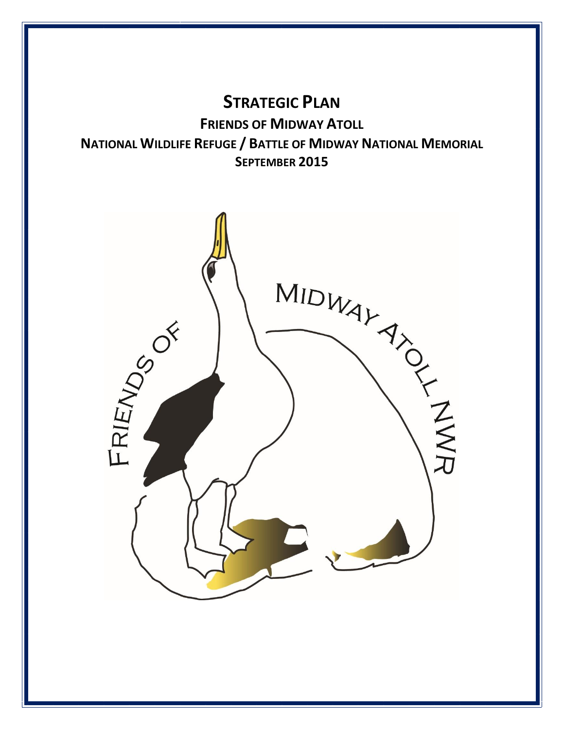# STRATEGIC PLAN

## FRIENDS OF MIDWAY ATOLL

## NATIONAL WILDLIFE REFUGE / BATTLE OF MIDWAY NATIONAL MEMORIAL

## SEPTEMBER 2015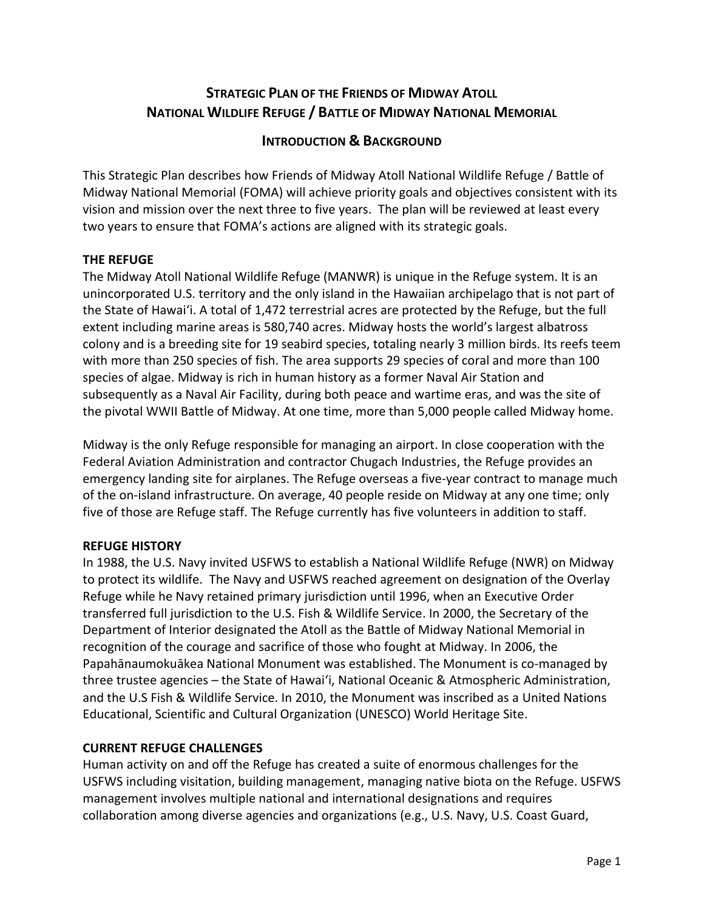# Strategic Plan of the Friends of Midway Atoll National Wildlife Refuge / Battle of Midway National Memorial

## Introduction & Background

This Strategic Plan describes how Friends of Midway Atoll National Wildlife Refuge / Battle of Midway National Memorial (FOMA) will achieve priority goals and objectives consistent with its vision and mission over the next three to five years. The plan will be reviewed at least every two years to ensure that FOMA's actions are aligned with its strategic goals.

### THE REFUGE

The Midway Atoll National Wildlife Refuge (MANWR) is unique in the Refuge system. It is an unincorporated U.S. territory and the only island in the Hawaiian archipelago that is not part of the State of Hawaiʻi. A total of 1,472 terrestrial acres are protected by the Refuge, but the full extent including marine areas is 580,740 acres. Midway hosts the world's largest albatross colony and is a breeding site for 19 seabird species, totaling nearly 3 million birds. Its reefs teem with more than 250 species of fish. The area supports 29 species of coral and more than 100 species of algae. Midway is rich in human history as a former Naval Air Station and subsequently as a Naval Air Facility, during both peace and wartime eras, and was the site of the pivotal WWII Battle of Midway. At one time, more than 5,000 people called Midway home.

Midway is the only Refuge responsible for managing an airport. In close cooperation with the Federal Aviation Administration and contractor Chugach Industries, the Refuge provides an emergency landing site for airplanes. The Refuge overseas a five-year contract to manage much of the on-island infrastructure. On average, 40 people reside on Midway at any one time; only five of those are Refuge staff. The Refuge currently has five volunteers in addition to staff.

### REFUGE HISTORY

In 1988, the U.S. Navy invited USFWS to establish a National Wildlife Refuge (NWR) on Midway to protect its wildlife. The Navy and USFWS reached agreement on designation of the Overlay Refuge while he Navy retained primary jurisdiction until 1996, when an Executive Order transferred full jurisdiction to the U.S. Fish & Wildlife Service. In 2000, the Secretary of the Department of Interior designated the Atoll as the Battle of Midway National Memorial in recognition of the courage and sacrifice of those who fought at Midway. In 2006, the Papahānaumokuākea National Monument was established. The Monument is co-managed by three trustee agencies – the State of Hawaiʻi, National Oceanic & Atmospheric Administration, and the U.S Fish & Wildlife Service. In 2010, the Monument was inscribed as a United Nations Educational, Scientific and Cultural Organization (UNESCO) World Heritage Site.

### CURRENT REFUGE CHALLENGES

Human activity on and off the Refuge has created a suite of enormous challenges for the USFWS including visitation, building management, managing native biota on the Refuge. USFWS management involves multiple national and international designations and requires collaboration among diverse agencies and organizations (e.g., U.S. Navy, U.S. Coast Guard,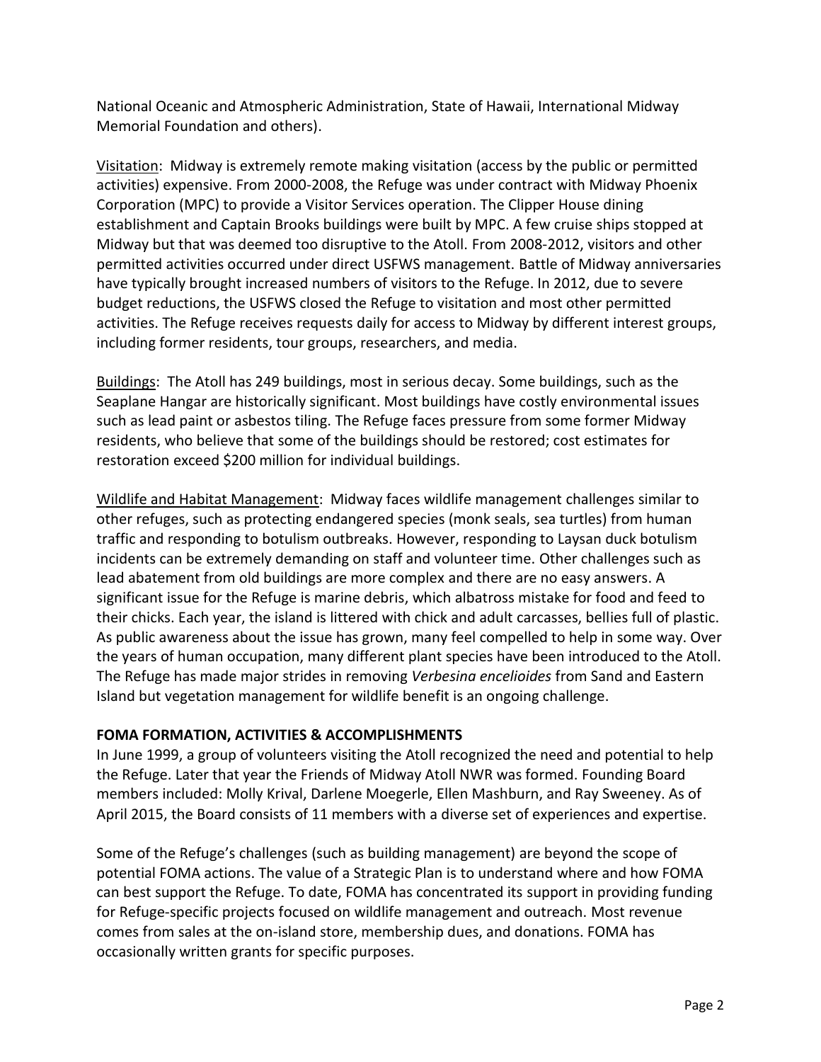National Oceanic and Atmospheric Administration, State of Hawaii, International Midway Memorial Foundation and others).

<u>Visitation</u>: Midway is extremely remote making visitation (access by the public or permitted activities) expensive. From 2000-2008, the Refuge was under contract with Midway Phoenix Corporation (MPC) to provide a Visitor Services operation. The Clipper House dining establishment and Captain Brooks buildings were built by MPC. A few cruise ships stopped at Midway but that was deemed too disruptive to the Atoll. From 2008-2012, visitors and other permitted activities occurred under direct USFWS management. Battle of Midway anniversaries have typically brought increased numbers of visitors to the Refuge. In 2012, due to severe budget reductions, the USFWS closed the Refuge to visitation and most other permitted activities. The Refuge receives requests daily for access to Midway by different interest groups, including former residents, tour groups, researchers, and media.

<u>Buildings</u>: The Atoll has 249 buildings, most in serious decay. Some buildings, such as the Seaplane Hangar are historically significant. Most buildings have costly environmental issues such as lead paint or asbestos tiling. The Refuge faces pressure from some former Midway residents, who believe that some of the buildings should be restored; cost estimates for restoration exceed $200 million for individual buildings.

<u>Wildlife and Habitat Management</u>: Midway faces wildlife management challenges similar to other refuges, such as protecting endangered species (monk seals, sea turtles) from human traffic and responding to botulism outbreaks. However, responding to Laysan duck botulism incidents can be extremely demanding on staff and volunteer time. Other challenges such as lead abatement from old buildings are more complex and there are no easy answers. A significant issue for the Refuge is marine debris, which albatross mistake for food and feed to their chicks. Each year, the island is littered with chick and adult carcasses, bellies full of plastic. As public awareness about the issue has grown, many feel compelled to help in some way. Over the years of human occupation, many different plant species have been introduced to the Atoll. The Refuge has made major strides in removing *Verbesina encelioides* from Sand and Eastern Island but vegetation management for wildlife benefit is an ongoing challenge.

**FOMA FORMATION, ACTIVITIES & ACCOMPLISHMENTS**

In June 1999, a group of volunteers visiting the Atoll recognized the need and potential to help the Refuge. Later that year the Friends of Midway Atoll NWR was formed. Founding Board members included: Molly Krival, Darlene Moegerle, Ellen Mashburn, and Ray Sweeney. As of April 2015, the Board consists of 11 members with a diverse set of experiences and expertise.

Some of the Refuge's challenges (such as building management) are beyond the scope of potential FOMA actions. The value of a Strategic Plan is to understand where and how FOMA can best support the Refuge. To date, FOMA has concentrated its support in providing funding for Refuge-specific projects focused on wildlife management and outreach. Most revenue comes from sales at the on-island store, membership dues, and donations. FOMA has occasionally written grants for specific purposes.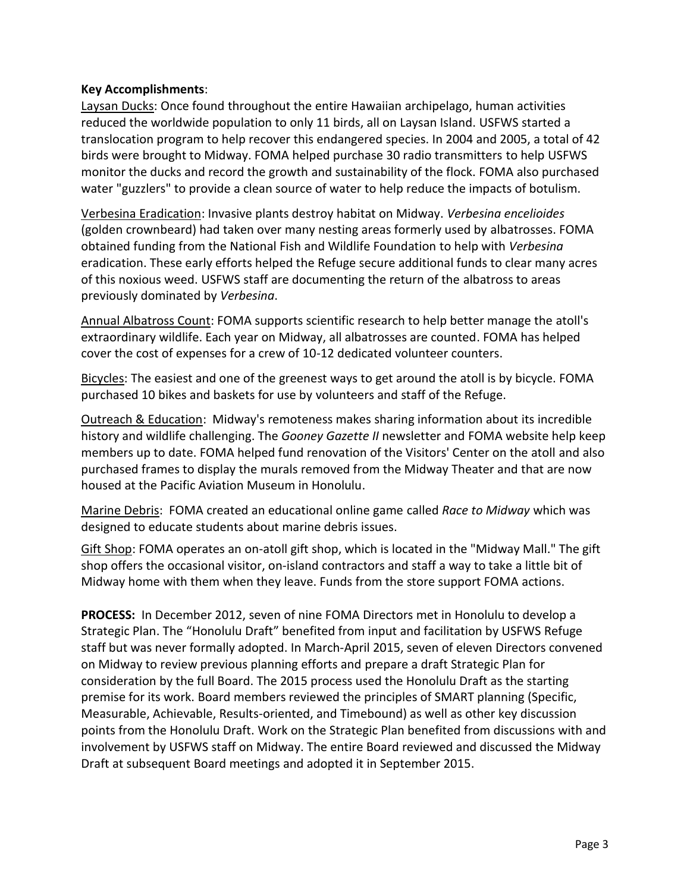**Key Accomplishments**:

Laysan Ducks: Once found throughout the entire Hawaiian archipelago, human activities reduced the worldwide population to only 11 birds, all on Laysan Island. USFWS started a translocation program to help recover this endangered species. In 2004 and 2005, a total of 42 birds were brought to Midway. FOMA helped purchase 30 radio transmitters to help USFWS monitor the ducks and record the growth and sustainability of the flock. FOMA also purchased water "guzzlers" to provide a clean source of water to help reduce the impacts of botulism.

Verbesina Eradication: Invasive plants destroy habitat on Midway. *Verbesina encelioides* (golden crownbeard) had taken over many nesting areas formerly used by albatrosses. FOMA obtained funding from the National Fish and Wildlife Foundation to help with *Verbesina* eradication. These early efforts helped the Refuge secure additional funds to clear many acres of this noxious weed. USFWS staff are documenting the return of the albatross to areas previously dominated by *Verbesina*.

Annual Albatross Count: FOMA supports scientific research to help better manage the atoll's extraordinary wildlife. Each year on Midway, all albatrosses are counted. FOMA has helped cover the cost of expenses for a crew of 10-12 dedicated volunteer counters.

Bicycles: The easiest and one of the greenest ways to get around the atoll is by bicycle. FOMA purchased 10 bikes and baskets for use by volunteers and staff of the Refuge.

Outreach & Education: Midway's remoteness makes sharing information about its incredible history and wildlife challenging. The *Gooney Gazette II* newsletter and FOMA website help keep members up to date. FOMA helped fund renovation of the Visitors' Center on the atoll and also purchased frames to display the murals removed from the Midway Theater and that are now housed at the Pacific Aviation Museum in Honolulu.

Marine Debris: FOMA created an educational online game called *Race to Midway* which was designed to educate students about marine debris issues.

Gift Shop: FOMA operates an on-atoll gift shop, which is located in the "Midway Mall." The gift shop offers the occasional visitor, on-island contractors and staff a way to take a little bit of Midway home with them when they leave. Funds from the store support FOMA actions.

**PROCESS:** In December 2012, seven of nine FOMA Directors met in Honolulu to develop a Strategic Plan. The "Honolulu Draft" benefited from input and facilitation by USFWS Refuge staff but was never formally adopted. In March-April 2015, seven of eleven Directors convened on Midway to review previous planning efforts and prepare a draft Strategic Plan for consideration by the full Board. The 2015 process used the Honolulu Draft as the starting premise for its work. Board members reviewed the principles of SMART planning (Specific, Measurable, Achievable, Results-oriented, and Timebound) as well as other key discussion points from the Honolulu Draft. Work on the Strategic Plan benefited from discussions with and involvement by USFWS staff on Midway. The entire Board reviewed and discussed the Midway Draft at subsequent Board meetings and adopted it in September 2015.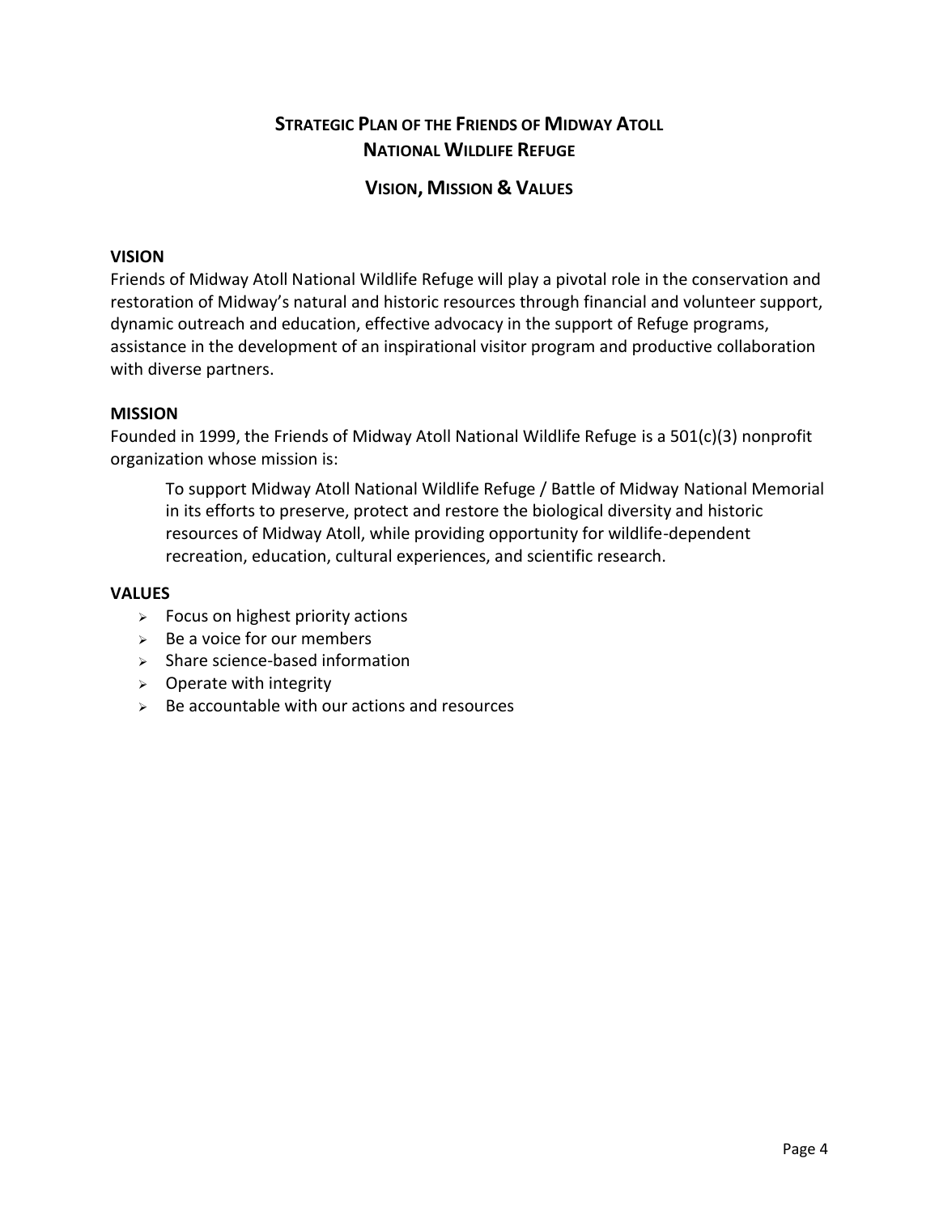# Strategic Plan of the Friends of Midway Atoll National Wildlife Refuge

## Vision, Mission & Values

### VISION

Friends of Midway Atoll National Wildlife Refuge will play a pivotal role in the conservation and restoration of Midway's natural and historic resources through financial and volunteer support, dynamic outreach and education, effective advocacy in the support of Refuge programs, assistance in the development of an inspirational visitor program and productive collaboration with diverse partners.

### MISSION

Founded in 1999, the Friends of Midway Atoll National Wildlife Refuge is a 501(c)(3) nonprofit organization whose mission is:

> To support Midway Atoll National Wildlife Refuge / Battle of Midway National Memorial in its efforts to preserve, protect and restore the biological diversity and historic resources of Midway Atoll, while providing opportunity for wildlife-dependent recreation, education, cultural experiences, and scientific research.

### VALUES

- Focus on highest priority actions
- Be a voice for our members
- Share science-based information
- Operate with integrity
- Be accountable with our actions and resources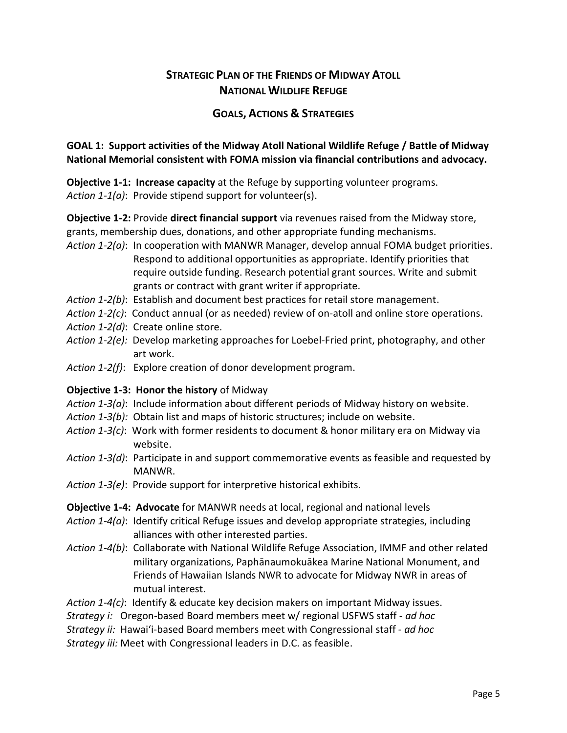## Strategic Plan of the Friends of Midway Atoll National Wildlife Refuge

## Goals, Actions & Strategies

**GOAL 1: Support activities of the Midway Atoll National Wildlife Refuge / Battle of Midway National Memorial consistent with FOMA mission via financial contributions and advocacy.**

**Objective 1-1: Increase capacity** at the Refuge by supporting volunteer programs.
*Action 1-1(a)*: Provide stipend support for volunteer(s).

**Objective 1-2:** Provide **direct financial support** via revenues raised from the Midway store, grants, membership dues, donations, and other appropriate funding mechanisms.

*Action 1-2(a)*: In cooperation with MANWR Manager, develop annual FOMA budget priorities. Respond to additional opportunities as appropriate. Identify priorities that require outside funding. Research potential grant sources. Write and submit grants or contract with grant writer if appropriate.

*Action 1-2(b)*: Establish and document best practices for retail store management.

*Action 1-2(c)*: Conduct annual (or as needed) review of on-atoll and online store operations.

*Action 1-2(d)*: Create online store.

*Action 1-2(e):* Develop marketing approaches for Loebel-Fried print, photography, and other art work.

*Action 1-2(f)*: Explore creation of donor development program.

**Objective 1-3: Honor the history** of Midway

*Action 1-3(a)*: Include information about different periods of Midway history on website.

*Action 1-3(b):* Obtain list and maps of historic structures; include on website.

*Action 1-3(c)*: Work with former residents to document & honor military era on Midway via website.

*Action 1-3(d)*: Participate in and support commemorative events as feasible and requested by MANWR.

*Action 1-3(e)*: Provide support for interpretive historical exhibits.

**Objective 1-4: Advocate** for MANWR needs at local, regional and national levels

*Action 1-4(a)*: Identify critical Refuge issues and develop appropriate strategies, including alliances with other interested parties.

*Action 1-4(b)*: Collaborate with National Wildlife Refuge Association, IMMF and other related military organizations, Paphānaumokuākea Marine National Monument, and Friends of Hawaiian Islands NWR to advocate for Midway NWR in areas of mutual interest.

*Action 1-4(c)*: Identify & educate key decision makers on important Midway issues.

*Strategy i:* Oregon-based Board members meet w/ regional USFWS staff - *ad hoc*

*Strategy ii:* Hawai'i-based Board members meet with Congressional staff - *ad hoc*

*Strategy iii:* Meet with Congressional leaders in D.C. as feasible.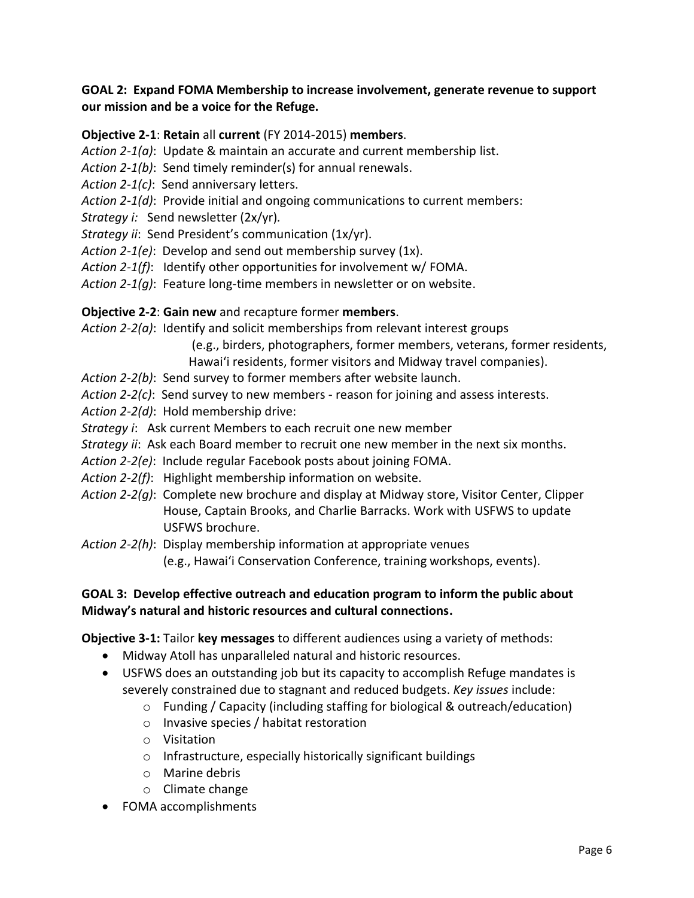**GOAL 2: Expand FOMA Membership to increase involvement, generate revenue to support our mission and be a voice for the Refuge.**

**Objective 2-1**: **Retain** all **current** (FY 2014-2015) **members**.

*Action 2-1(a)*: Update & maintain an accurate and current membership list.

*Action 2-1(b)*: Send timely reminder(s) for annual renewals.

*Action 2-1(c)*: Send anniversary letters.

*Action 2-1(d)*: Provide initial and ongoing communications to current members:

*Strategy i:* Send newsletter (2x/yr).

*Strategy ii*: Send President's communication (1x/yr).

*Action 2-1(e)*: Develop and send out membership survey (1x).

*Action 2-1(f)*: Identify other opportunities for involvement w/ FOMA.

*Action 2-1(g)*: Feature long-time members in newsletter or on website.

**Objective 2-2**: **Gain new** and recapture former **members**.

*Action 2-2(a)*: Identify and solicit memberships from relevant interest groups (e.g., birders, photographers, former members, veterans, former residents, Hawai'i residents, former visitors and Midway travel companies).

*Action 2-2(b)*: Send survey to former members after website launch.

*Action 2-2(c)*: Send survey to new members - reason for joining and assess interests.

*Action 2-2(d)*: Hold membership drive:

*Strategy i*: Ask current Members to each recruit one new member

*Strategy ii*: Ask each Board member to recruit one new member in the next six months.

*Action 2-2(e)*: Include regular Facebook posts about joining FOMA.

*Action 2-2(f)*: Highlight membership information on website.

*Action 2-2(g)*: Complete new brochure and display at Midway store, Visitor Center, Clipper House, Captain Brooks, and Charlie Barracks. Work with USFWS to update USFWS brochure.

*Action 2-2(h)*: Display membership information at appropriate venues (e.g., Hawai'i Conservation Conference, training workshops, events).

**GOAL 3: Develop effective outreach and education program to inform the public about Midway's natural and historic resources and cultural connections.**

**Objective 3-1:** Tailor **key messages** to different audiences using a variety of methods:

- Midway Atoll has unparalleled natural and historic resources.
- USFWS does an outstanding job but its capacity to accomplish Refuge mandates is severely constrained due to stagnant and reduced budgets. *Key issues* include:
  - Funding / Capacity (including staffing for biological & outreach/education)
  - Invasive species / habitat restoration
  - Visitation
  - Infrastructure, especially historically significant buildings
  - Marine debris
  - Climate change
- FOMA accomplishments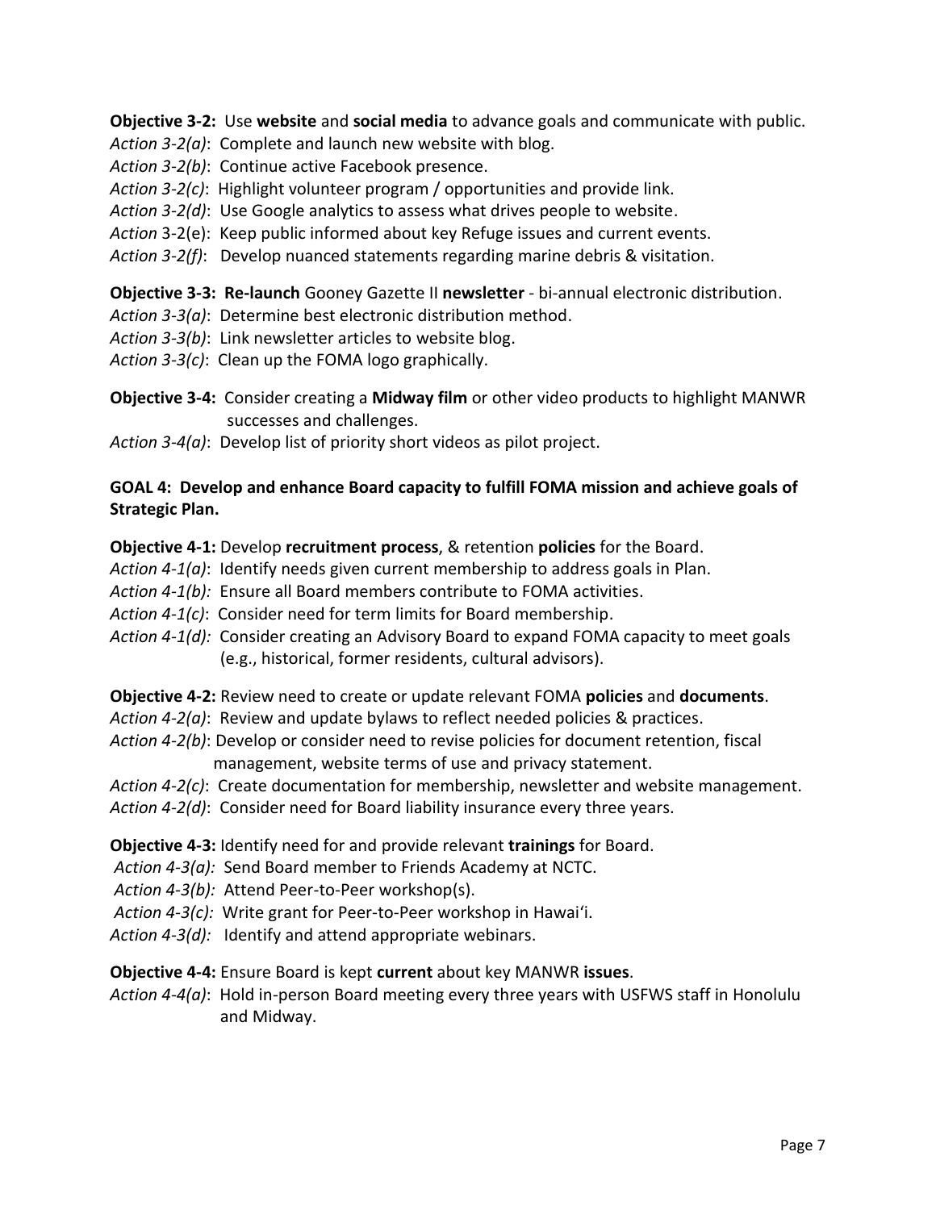**Objective 3-2:** Use **website** and **social media** to advance goals and communicate with public.
*Action 3-2(a)*: Complete and launch new website with blog.
*Action 3-2(b)*: Continue active Facebook presence.
*Action 3-2(c)*: Highlight volunteer program / opportunities and provide link.
*Action 3-2(d)*: Use Google analytics to assess what drives people to website.
*Action* 3-2(e): Keep public informed about key Refuge issues and current events.
*Action 3-2(f)*: Develop nuanced statements regarding marine debris & visitation.

**Objective 3-3: Re-launch** Gooney Gazette II **newsletter** - bi-annual electronic distribution.
*Action 3-3(a)*: Determine best electronic distribution method.
*Action 3-3(b)*: Link newsletter articles to website blog.
*Action 3-3(c)*: Clean up the FOMA logo graphically.

**Objective 3-4:** Consider creating a **Midway film** or other video products to highlight MANWR successes and challenges.
*Action 3-4(a)*: Develop list of priority short videos as pilot project.

**GOAL 4: Develop and enhance Board capacity to fulfill FOMA mission and achieve goals of Strategic Plan.**

**Objective 4-1:** Develop **recruitment process**, & retention **policies** for the Board.
*Action 4-1(a)*: Identify needs given current membership to address goals in Plan.
*Action 4-1(b):* Ensure all Board members contribute to FOMA activities.
*Action 4-1(c)*: Consider need for term limits for Board membership.
*Action 4-1(d):* Consider creating an Advisory Board to expand FOMA capacity to meet goals (e.g., historical, former residents, cultural advisors).

**Objective 4-2:** Review need to create or update relevant FOMA **policies** and **documents**.
*Action 4-2(a)*: Review and update bylaws to reflect needed policies & practices.
*Action 4-2(b)*: Develop or consider need to revise policies for document retention, fiscal management, website terms of use and privacy statement.
*Action 4-2(c)*: Create documentation for membership, newsletter and website management.
*Action 4-2(d)*: Consider need for Board liability insurance every three years.

**Objective 4-3:** Identify need for and provide relevant **trainings** for Board.
*Action 4-3(a):* Send Board member to Friends Academy at NCTC.
*Action 4-3(b):* Attend Peer-to-Peer workshop(s).
*Action 4-3(c):* Write grant for Peer-to-Peer workshop in Hawai'i.
*Action 4-3(d):* Identify and attend appropriate webinars.

**Objective 4-4:** Ensure Board is kept **current** about key MANWR **issues**.
*Action 4-4(a)*: Hold in-person Board meeting every three years with USFWS staff in Honolulu and Midway.